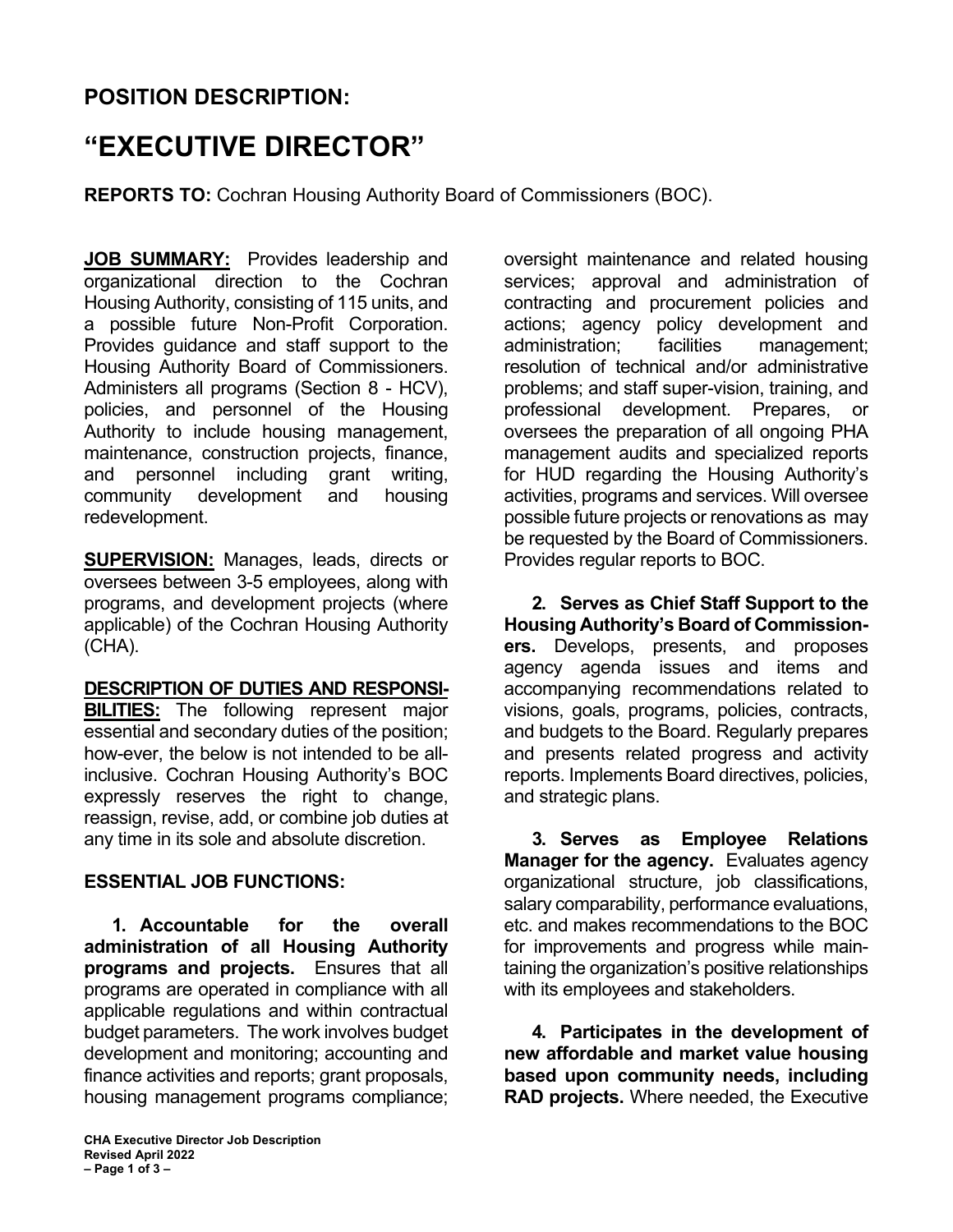## POSITION DESCRIPTION:

# "EXECUTIVE DIRECTOR"

**REPORTS TO:** Cochran Housing Authority Board of Commissioners (BOC).

**JOB SUMMARY:** Provides leadership and organizational direction to the Cochran Housing Authority, consisting of 115 units, and a possible future Non-Profit Corporation. Provides guidance and staff support to the Housing Authority Board of Commissioners. Administers all programs (Section 8 - HCV), policies, and personnel of the Housing Authority to include housing management, maintenance, construction projects, finance, and personnel including grant writing, community development and housing redevelopment.

**SUPERVISION:** Manages, leads, directs or oversees between 3-5 employees, along with programs, and development projects (where applicable) of the Cochran Housing Authority (CHA).

**DESCRIPTION OF DUTIES AND RESPONSIBILITIES:** The following represent major essential and secondary duties of the position; how-ever, the below is not intended to be all-inclusive. Cochran Housing Authority's BOC expressly reserves the right to change, reassign, revise, add, or combine job duties at any time in its sole and absolute discretion.

### ESSENTIAL JOB FUNCTIONS:

**1. Accountable for the overall administration of all Housing Authority programs and projects.** Ensures that all programs are operated in compliance with all applicable regulations and within contractual budget parameters. The work involves budget development and monitoring; accounting and finance activities and reports; grant proposals, housing management programs compliance; oversight maintenance and related housing services; approval and administration of contracting and procurement policies and actions; agency policy development and administration; facilities management; resolution of technical and/or administrative problems; and staff super-vision, training, and professional development. Prepares, or oversees the preparation of all ongoing PHA management audits and specialized reports for HUD regarding the Housing Authority's activities, programs and services. Will oversee possible future projects or renovations as may be requested by the Board of Commissioners. Provides regular reports to BOC.

**2. Serves as Chief Staff Support to the Housing Authority's Board of Commissioners.** Develops, presents, and proposes agency agenda issues and items and accompanying recommendations related to visions, goals, programs, policies, contracts, and budgets to the Board. Regularly prepares and presents related progress and activity reports. Implements Board directives, policies, and strategic plans.

**3. Serves as Employee Relations Manager for the agency.** Evaluates agency organizational structure, job classifications, salary comparability, performance evaluations, etc. and makes recommendations to the BOC for improvements and progress while maintaining the organization's positive relationships with its employees and stakeholders.

**4. Participates in the development of new affordable and market value housing based upon community needs, including RAD projects.** Where needed, the Executive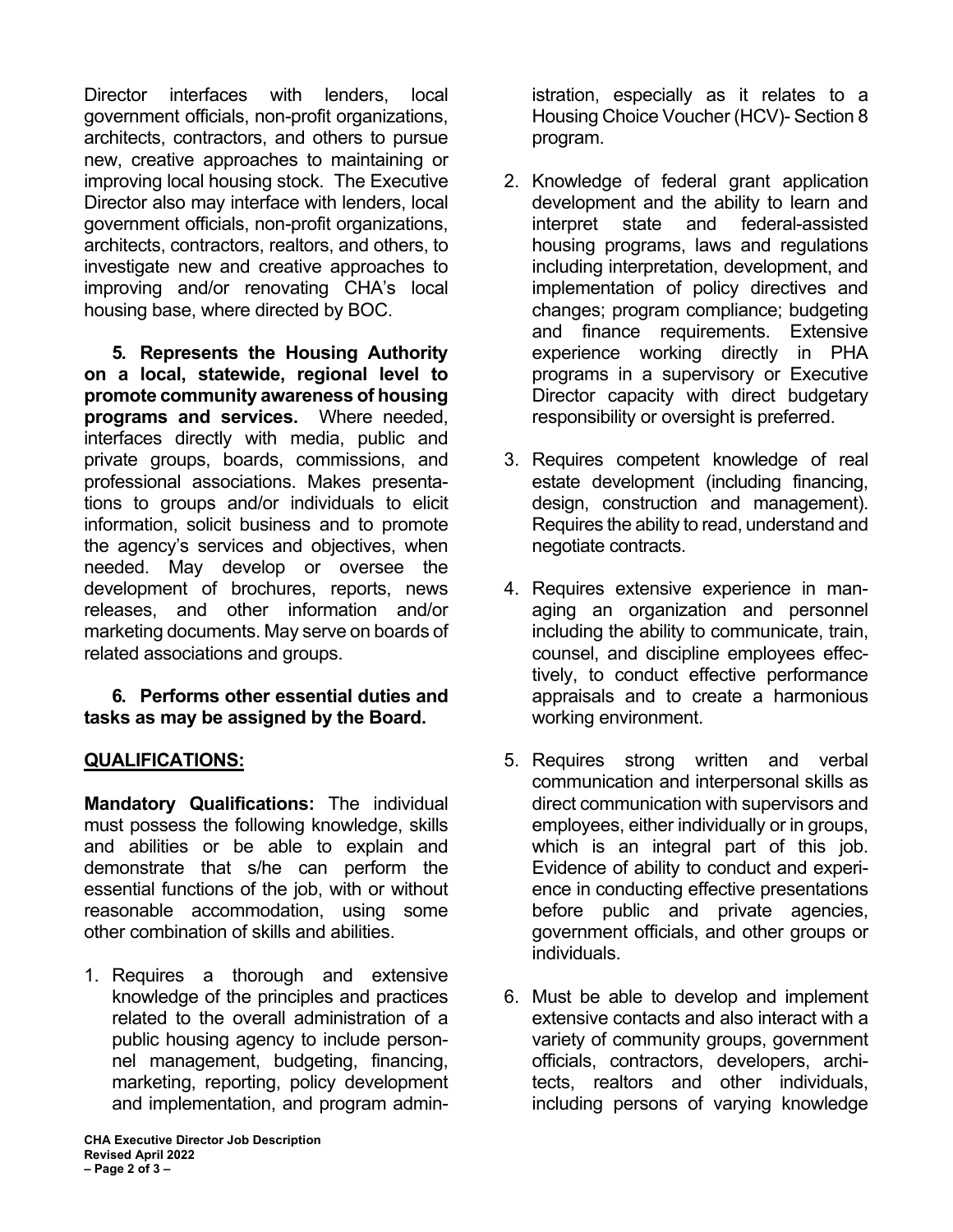Director interfaces with lenders, local government officials, non-profit organizations, architects, contractors, and others to pursue new, creative approaches to maintaining or improving local housing stock. The Executive Director also may interface with lenders, local government officials, non-profit organizations, architects, contractors, realtors, and others, to investigate new and creative approaches to improving and/or renovating CHA's local housing base, where directed by BOC.

**5. Represents the Housing Authority on a local, statewide, regional level to promote community awareness of housing programs and services.** Where needed, interfaces directly with media, public and private groups, boards, commissions, and professional associations. Makes presentations to groups and/or individuals to elicit information, solicit business and to promote the agency's services and objectives, when needed. May develop or oversee the development of brochures, reports, news releases, and other information and/or marketing documents. May serve on boards of related associations and groups.

**6. Performs other essential duties and tasks as may be assigned by the Board.**

## QUALIFICATIONS:

**Mandatory Qualifications:** The individual must possess the following knowledge, skills and abilities or be able to explain and demonstrate that s/he can perform the essential functions of the job, with or without reasonable accommodation, using some other combination of skills and abilities.

1. Requires a thorough and extensive knowledge of the principles and practices related to the overall administration of a public housing agency to include personnel management, budgeting, financing, marketing, reporting, policy development and implementation, and program administration, especially as it relates to a Housing Choice Voucher (HCV)- Section 8 program.

2. Knowledge of federal grant application development and the ability to learn and interpret state and federal-assisted housing programs, laws and regulations including interpretation, development, and implementation of policy directives and changes; program compliance; budgeting and finance requirements. Extensive experience working directly in PHA programs in a supervisory or Executive Director capacity with direct budgetary responsibility or oversight is preferred.

3. Requires competent knowledge of real estate development (including financing, design, construction and management). Requires the ability to read, understand and negotiate contracts.

4. Requires extensive experience in managing an organization and personnel including the ability to communicate, train, counsel, and discipline employees effectively, to conduct effective performance appraisals and to create a harmonious working environment.

5. Requires strong written and verbal communication and interpersonal skills as direct communication with supervisors and employees, either individually or in groups, which is an integral part of this job. Evidence of ability to conduct and experience in conducting effective presentations before public and private agencies, government officials, and other groups or individuals.

6. Must be able to develop and implement extensive contacts and also interact with a variety of community groups, government officials, contractors, developers, architects, realtors and other individuals, including persons of varying knowledge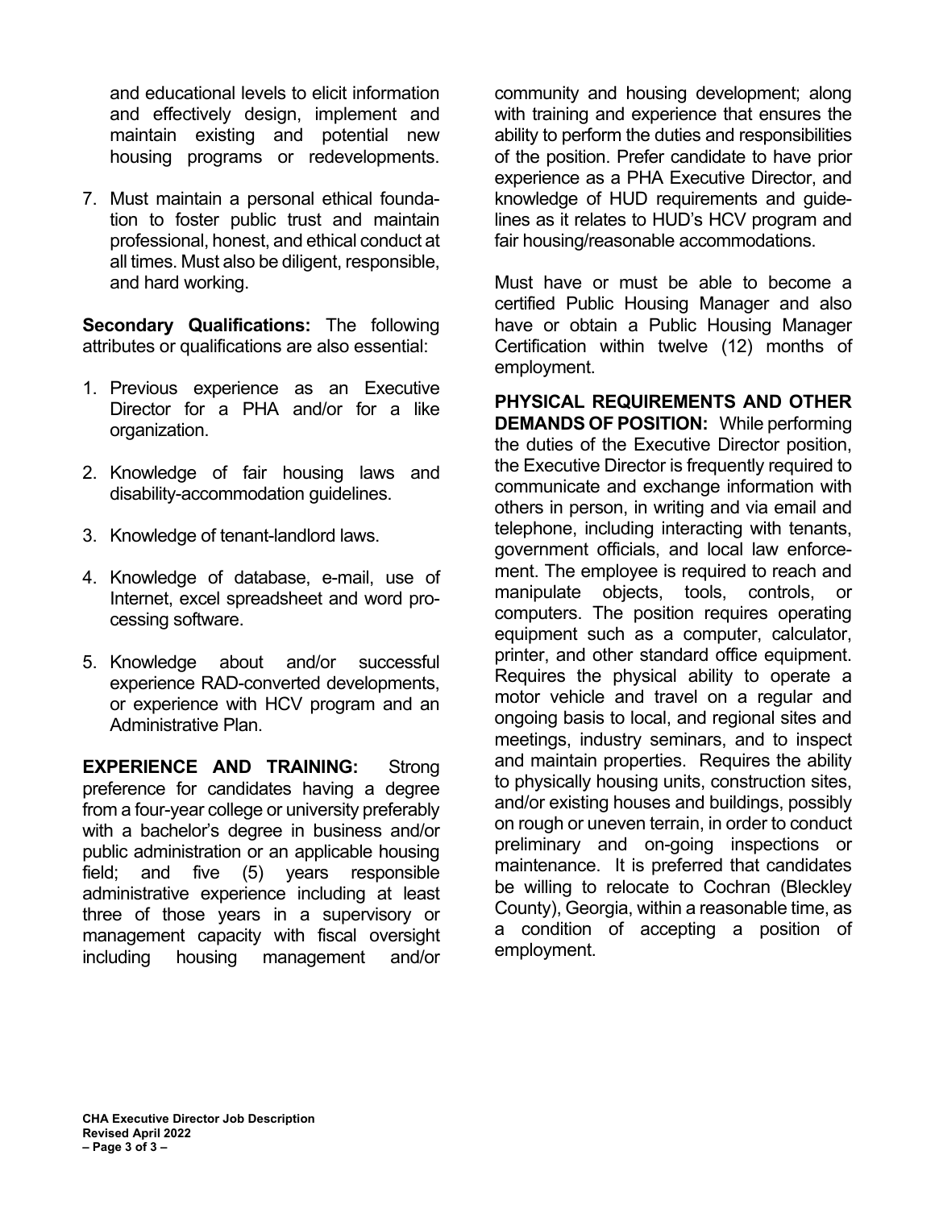and educational levels to elicit information and effectively design, implement and maintain existing and potential new housing programs or redevelopments.

7. Must maintain a personal ethical foundation to foster public trust and maintain professional, honest, and ethical conduct at all times. Must also be diligent, responsible, and hard working.

**Secondary Qualifications:** The following attributes or qualifications are also essential:

1. Previous experience as an Executive Director for a PHA and/or for a like organization.
2. Knowledge of fair housing laws and disability-accommodation guidelines.
3. Knowledge of tenant-landlord laws.
4. Knowledge of database, e-mail, use of Internet, excel spreadsheet and word processing software.
5. Knowledge about and/or successful experience RAD-converted developments, or experience with HCV program and an Administrative Plan.

**EXPERIENCE AND TRAINING:** Strong preference for candidates having a degree from a four-year college or university preferably with a bachelor's degree in business and/or public administration or an applicable housing field; and five (5) years responsible administrative experience including at least three of those years in a supervisory or management capacity with fiscal oversight including housing management and/or community and housing development; along with training and experience that ensures the ability to perform the duties and responsibilities of the position. Prefer candidate to have prior experience as a PHA Executive Director, and knowledge of HUD requirements and guidelines as it relates to HUD's HCV program and fair housing/reasonable accommodations.

Must have or must be able to become a certified Public Housing Manager and also have or obtain a Public Housing Manager Certification within twelve (12) months of employment.

**PHYSICAL REQUIREMENTS AND OTHER DEMANDS OF POSITION:** While performing the duties of the Executive Director position, the Executive Director is frequently required to communicate and exchange information with others in person, in writing and via email and telephone, including interacting with tenants, government officials, and local law enforcement. The employee is required to reach and manipulate objects, tools, controls, or computers. The position requires operating equipment such as a computer, calculator, printer, and other standard office equipment. Requires the physical ability to operate a motor vehicle and travel on a regular and ongoing basis to local, and regional sites and meetings, industry seminars, and to inspect and maintain properties. Requires the ability to physically housing units, construction sites, and/or existing houses and buildings, possibly on rough or uneven terrain, in order to conduct preliminary and on-going inspections or maintenance. It is preferred that candidates be willing to relocate to Cochran (Bleckley County), Georgia, within a reasonable time, as a condition of accepting a position of employment.